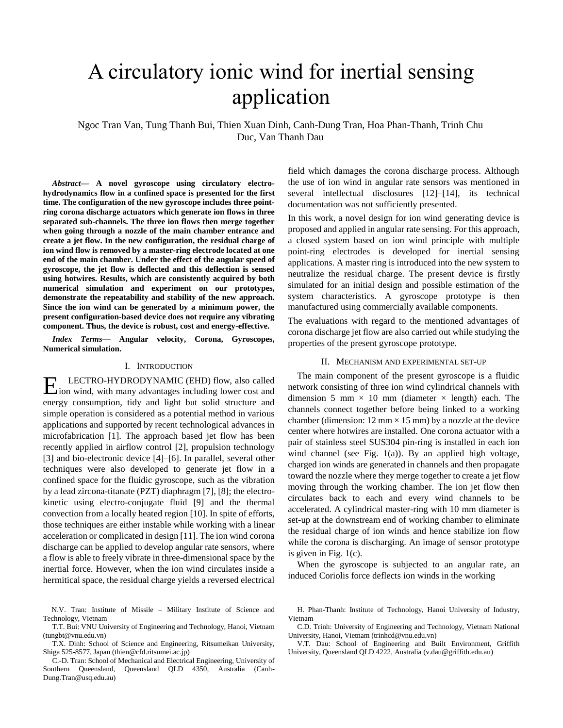# A circulatory ionic wind for inertial sensing application

Ngoc Tran Van, Tung Thanh Bui, Thien Xuan Dinh, Canh-Dung Tran, Hoa Phan-Thanh, Trinh Chu Duc, Van Thanh Dau

***Abstract*— A novel gyroscope using circulatory electro-hydrodynamics flow in a confined space is presented for the first time. The configuration of the new gyroscope includes three point-ring corona discharge actuators which generate ion flows in three separated sub-channels. The three ion flows then merge together when going through a nozzle of the main chamber entrance and create a jet flow. In the new configuration, the residual charge of ion wind flow is removed by a master-ring electrode located at one end of the main chamber. Under the effect of the angular speed of gyroscope, the jet flow is deflected and this deflection is sensed using hotwires. Results, which are consistently acquired by both numerical simulation and experiment on our prototypes, demonstrate the repeatability and stability of the new approach. Since the ion wind can be generated by a minimum power, the present configuration-based device does not require any vibrating component. Thus, the device is robust, cost and energy-effective.**

***Index Terms*— Angular velocity, Corona, Gyroscopes, Numerical simulation.**

## I. Introduction

ELECTRO-HYDRODYNAMIC (EHD) flow, also called ion wind, with many advantages including lower cost and energy consumption, tidy and light but solid structure and simple operation is considered as a potential method in various applications and supported by recent technological advances in microfabrication [1]. The approach based jet flow has been recently applied in airflow control [2], propulsion technology [3] and bio-electronic device [4]–[6]. In parallel, several other techniques were also developed to generate jet flow in a confined space for the fluidic gyroscope, such as the vibration by a lead zircona-titanate (PZT) diaphragm [7], [8]; the electro-kinetic using electro-conjugate fluid [9] and the thermal convection from a locally heated region [10]. In spite of efforts, those techniques are either instable while working with a linear acceleration or complicated in design [11]. The ion wind corona discharge can be applied to develop angular rate sensors, where a flow is able to freely vibrate in three-dimensional space by the inertial force. However, when the ion wind circulates inside a hermitical space, the residual charge yields a reversed electrical field which damages the corona discharge process. Although the use of ion wind in angular rate sensors was mentioned in several intellectual disclosures [12]–[14], its technical documentation was not sufficiently presented.

In this work, a novel design for ion wind generating device is proposed and applied in angular rate sensing. For this approach, a closed system based on ion wind principle with multiple point-ring electrodes is developed for inertial sensing applications. A master ring is introduced into the new system to neutralize the residual charge. The present device is firstly simulated for an initial design and possible estimation of the system characteristics. A gyroscope prototype is then manufactured using commercially available components.

The evaluations with regard to the mentioned advantages of corona discharge jet flow are also carried out while studying the properties of the present gyroscope prototype.

## II. Mechanism and experimental set-up

The main component of the present gyroscope is a fluidic network consisting of three ion wind cylindrical channels with dimension 5 mm × 10 mm (diameter × length) each. The channels connect together before being linked to a working chamber (dimension: 12 mm × 15 mm) by a nozzle at the device center where hotwires are installed. One corona actuator with a pair of stainless steel SUS304 pin-ring is installed in each ion wind channel (see Fig. 1(a)). By an applied high voltage, charged ion winds are generated in channels and then propagate toward the nozzle where they merge together to create a jet flow moving through the working chamber. The ion jet flow then circulates back to each and every wind channels to be accelerated. A cylindrical master-ring with 10 mm diameter is set-up at the downstream end of working chamber to eliminate the residual charge of ion winds and hence stabilize ion flow while the corona is discharging. An image of sensor prototype is given in Fig. 1(c).

When the gyroscope is subjected to an angular rate, an induced Coriolis force deflects ion winds in the working

N.V. Tran: Institute of Missile – Military Institute of Science and Technology, Vietnam

T.T. Bui: VNU University of Engineering and Technology, Hanoi, Vietnam (tungbt@vnu.edu.vn)

T.X. Dinh: School of Science and Engineering, Ritsumeikan University, Shiga 525-8577, Japan (thien@cfd.ritsumei.ac.jp)

C.-D. Tran: School of Mechanical and Electrical Engineering, University of Southern Queensland, Queensland QLD 4350, Australia (Canh-Dung.Tran@usq.edu.au)

H. Phan-Thanh: Institute of Technology, Hanoi University of Industry, Vietnam

C.D. Trinh: University of Engineering and Technology, Vietnam National University, Hanoi, Vietnam (trinhcd@vnu.edu.vn)

V.T. Dau: School of Engineering and Built Environment, Griffith University, Queensland QLD 4222, Australia (v.dau@griffith.edu.au)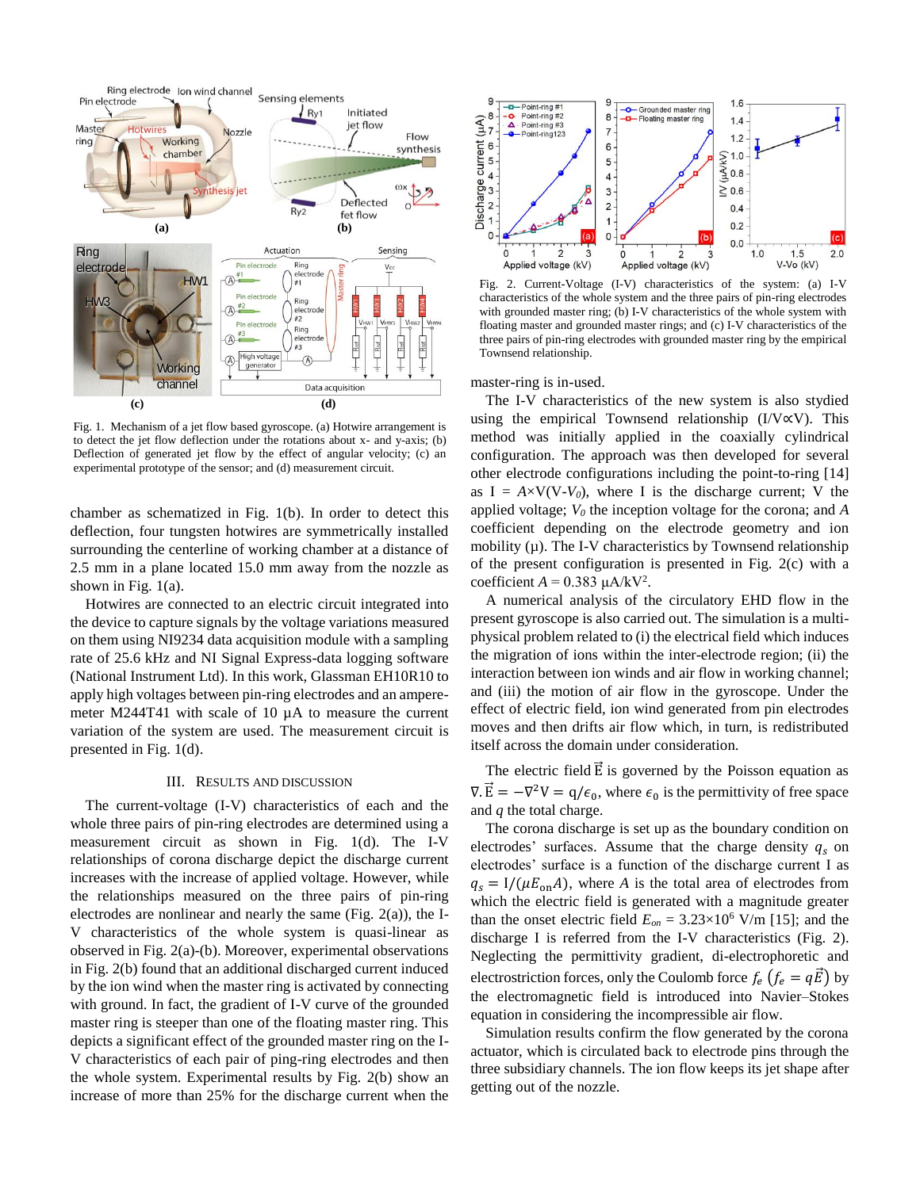Fig. 1. Mechanism of a jet flow based gyroscope. (a) Hotwire arrangement is to detect the jet flow deflection under the rotations about x- and y-axis; (b) Deflection of generated jet flow by the effect of angular velocity; (c) an experimental prototype of the sensor; and (d) measurement circuit.

chamber as schematized in Fig. 1(b). In order to detect this deflection, four tungsten hotwires are symmetrically installed surrounding the centerline of working chamber at a distance of 2.5 mm in a plane located 15.0 mm away from the nozzle as shown in Fig. 1(a).

Hotwires are connected to an electric circuit integrated into the device to capture signals by the voltage variations measured on them using NI9234 data acquisition module with a sampling rate of 25.6 kHz and NI Signal Express-data logging software (National Instrument Ltd). In this work, Glassman EH10R10 to apply high voltages between pin-ring electrodes and an ampere-meter M244T41 with scale of 10 μA to measure the current variation of the system are used. The measurement circuit is presented in Fig. 1(d).

## III. Results and Discussion

The current-voltage (I-V) characteristics of each and the whole three pairs of pin-ring electrodes are determined using a measurement circuit as shown in Fig. 1(d). The I-V relationships of corona discharge depict the discharge current increases with the increase of applied voltage. However, while the relationships measured on the three pairs of pin-ring electrodes are nonlinear and nearly the same (Fig. 2(a)), the I-V characteristics of the whole system is quasi-linear as observed in Fig. 2(a)-(b). Moreover, experimental observations in Fig. 2(b) found that an additional discharged current induced by the ion wind when the master ring is activated by connecting with ground. In fact, the gradient of I-V curve of the grounded master ring is steeper than one of the floating master ring. This depicts a significant effect of the grounded master ring on the I-V characteristics of each pair of ping-ring electrodes and then the whole system. Experimental results by Fig. 2(b) show an increase of more than 25% for the discharge current when the master-ring is in-used.

Fig. 2. Current-Voltage (I-V) characteristics of the system: (a) I-V characteristics of the whole system and the three pairs of pin-ring electrodes with grounded master ring; (b) I-V characteristics of the whole system with floating master and grounded master rings; and (c) I-V characteristics of the three pairs of pin-ring electrodes with grounded master ring by the empirical Townsend relationship.

The I-V characteristics of the new system is also stydied using the empirical Townsend relationship (I/V∝V). This method was initially applied in the coaxially cylindrical configuration. The approach was then developed for several other electrode configurations including the point-to-ring [14] as I = $A$×V(V-$V_0$), where I is the discharge current; V the applied voltage; $V_0$ the inception voltage for the corona; and $A$ coefficient depending on the electrode geometry and ion mobility (μ). The I-V characteristics by Townsend relationship of the present configuration is presented in Fig. 2(c) with a coefficient $A$ = 0.383 μA/kV$^2$.

A numerical analysis of the circulatory EHD flow in the present gyroscope is also carried out. The simulation is a multi-physical problem related to (i) the electrical field which induces the migration of ions within the inter-electrode region; (ii) the interaction between ion winds and air flow in working channel; and (iii) the motion of air flow in the gyroscope. Under the effect of electric field, ion wind generated from pin electrodes moves and then drifts air flow which, in turn, is redistributed itself across the domain under consideration.

The electric field $\vec{E}$ is governed by the Poisson equation as $\nabla.\vec{E} = -\nabla^2 V = q/\epsilon_0$, where $\epsilon_0$ is the permittivity of free space and $q$ the total charge.

The corona discharge is set up as the boundary condition on electrodes' surfaces. Assume that the charge density $q_s$ on electrodes' surface is a function of the discharge current I as $q_s = I/(\mu E_{on} A)$, where $A$ is the total area of electrodes from which the electric field is generated with a magnitude greater than the onset electric field $E_{on}$ = 3.23×10$^6$ V/m [15]; and the discharge I is referred from the I-V characteristics (Fig. 2). Neglecting the permittivity gradient, di-electrophoretic and electrostriction forces, only the Coulomb force $f_e$ $(f_e = q\vec{E})$ by the electromagnetic field is introduced into Navier–Stokes equation in considering the incompressible air flow.

Simulation results confirm the flow generated by the corona actuator, which is circulated back to electrode pins through the three subsidiary channels. The ion flow keeps its jet shape after getting out of the nozzle.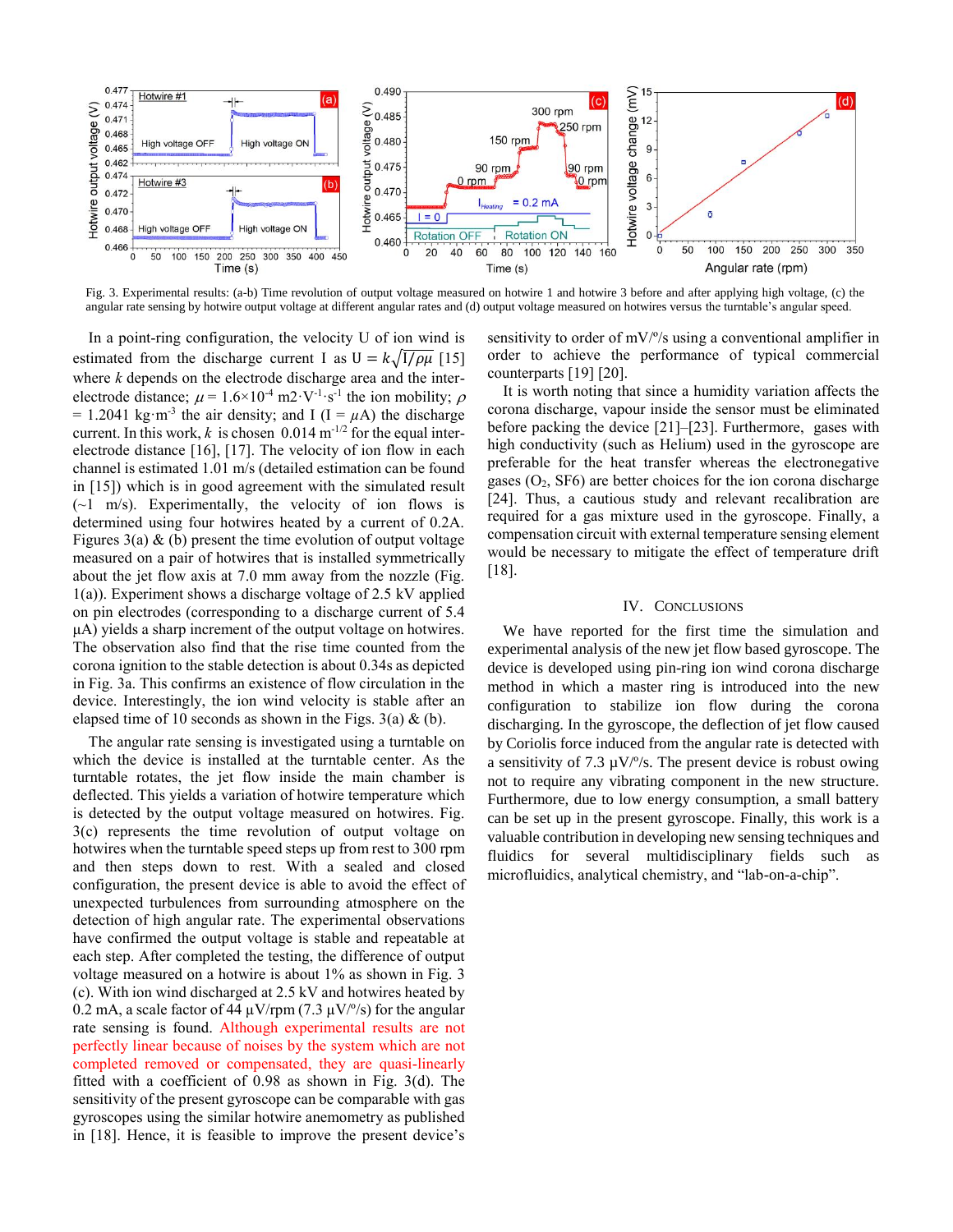Fig. 3. Experimental results: (a-b) Time revolution of output voltage measured on hotwire 1 and hotwire 3 before and after applying high voltage, (c) the angular rate sensing by hotwire output voltage at different angular rates and (d) output voltage measured on hotwires versus the turntable's angular speed.

In a point-ring configuration, the velocity U of ion wind is estimated from the discharge current I as $U = k\sqrt{I/\rho\mu}$ [15] where $k$ depends on the electrode discharge area and the inter-electrode distance; $\mu = 1.6\times10^{-4}$ m2·V$^{-1}$·s$^{-1}$ the ion mobility; $\rho = 1.2041$ kg·m$^{-3}$ the air density; and I (I = $\mu$A) the discharge current. In this work, $k$ is chosen 0.014 m$^{-1/2}$ for the equal inter-electrode distance [16], [17]. The velocity of ion flow in each channel is estimated 1.01 m/s (detailed estimation can be found in [15]) which is in good agreement with the simulated result (~1 m/s). Experimentally, the velocity of ion flows is determined using four hotwires heated by a current of 0.2A. Figures 3(a) & (b) present the time evolution of output voltage measured on a pair of hotwires that is installed symmetrically about the jet flow axis at 7.0 mm away from the nozzle (Fig. 1(a)). Experiment shows a discharge voltage of 2.5 kV applied on pin electrodes (corresponding to a discharge current of 5.4 μA) yields a sharp increment of the output voltage on hotwires. The observation also find that the rise time counted from the corona ignition to the stable detection is about 0.34s as depicted in Fig. 3a. This confirms an existence of flow circulation in the device. Interestingly, the ion wind velocity is stable after an elapsed time of 10 seconds as shown in the Figs. 3(a) & (b).

The angular rate sensing is investigated using a turntable on which the device is installed at the turntable center. As the turntable rotates, the jet flow inside the main chamber is deflected. This yields a variation of hotwire temperature which is detected by the output voltage measured on hotwires. Fig. 3(c) represents the time revolution of output voltage on hotwires when the turntable speed steps up from rest to 300 rpm and then steps down to rest. With a sealed and closed configuration, the present device is able to avoid the effect of unexpected turbulences from surrounding atmosphere on the detection of high angular rate. The experimental observations have confirmed the output voltage is stable and repeatable at each step. After completed the testing, the difference of output voltage measured on a hotwire is about 1% as shown in Fig. 3 (c). With ion wind discharged at 2.5 kV and hotwires heated by 0.2 mA, a scale factor of 44 μV/rpm (7.3 μV/°/s) for the angular rate sensing is found. Although experimental results are not perfectly linear because of noises by the system which are not completed removed or compensated, they are quasi-linearly fitted with a coefficient of 0.98 as shown in Fig. 3(d). The sensitivity of the present gyroscope can be comparable with gas gyroscopes using the similar hotwire anemometry as published in [18]. Hence, it is feasible to improve the present device's sensitivity to order of mV/°/s using a conventional amplifier in order to achieve the performance of typical commercial counterparts [19] [20].

It is worth noting that since a humidity variation affects the corona discharge, vapour inside the sensor must be eliminated before packing the device [21]–[23]. Furthermore, gases with high conductivity (such as Helium) used in the gyroscope are preferable for the heat transfer whereas the electronegative gases ($O_2$, SF6) are better choices for the ion corona discharge [24]. Thus, a cautious study and relevant recalibration are required for a gas mixture used in the gyroscope. Finally, a compensation circuit with external temperature sensing element would be necessary to mitigate the effect of temperature drift [18].

## IV. Conclusions

We have reported for the first time the simulation and experimental analysis of the new jet flow based gyroscope. The device is developed using pin-ring ion wind corona discharge method in which a master ring is introduced into the new configuration to stabilize ion flow during the corona discharging. In the gyroscope, the deflection of jet flow caused by Coriolis force induced from the angular rate is detected with a sensitivity of 7.3 μV/°/s. The present device is robust owing not to require any vibrating component in the new structure. Furthermore, due to low energy consumption, a small battery can be set up in the present gyroscope. Finally, this work is a valuable contribution in developing new sensing techniques and fluidics for several multidisciplinary fields such as microfluidics, analytical chemistry, and "lab-on-a-chip".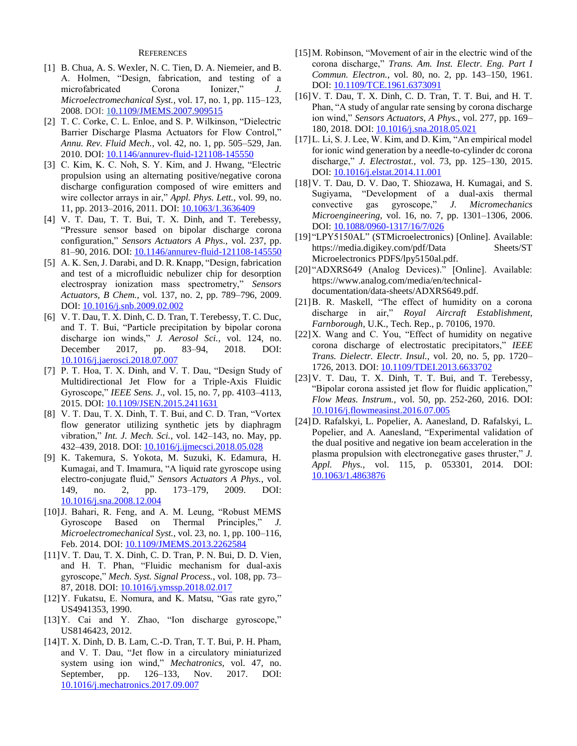## References

[1] B. Chua, A. S. Wexler, N. C. Tien, D. A. Niemeier, and B. A. Holmen, "Design, fabrication, and testing of a microfabricated Corona Ionizer," *J. Microelectromechanical Syst.*, vol. 17, no. 1, pp. 115–123, 2008. DOI: 10.1109/JMEMS.2007.909515

[2] T. C. Corke, C. L. Enloe, and S. P. Wilkinson, "Dielectric Barrier Discharge Plasma Actuators for Flow Control," *Annu. Rev. Fluid Mech.*, vol. 42, no. 1, pp. 505–529, Jan. 2010. DOI: 10.1146/annurev-fluid-121108-145550

[3] C. Kim, K. C. Noh, S. Y. Kim, and J. Hwang, "Electric propulsion using an alternating positive/negative corona discharge configuration composed of wire emitters and wire collector arrays in air," *Appl. Phys. Lett.*, vol. 99, no. 11, pp. 2013–2016, 2011. DOI: 10.1063/1.3636409

[4] V. T. Dau, T. T. Bui, T. X. Dinh, and T. Terebessy, "Pressure sensor based on bipolar discharge corona configuration," *Sensors Actuators A Phys.*, vol. 237, pp. 81–90, 2016. DOI: 10.1146/annurev-fluid-121108-145550

[5] A. K. Sen, J. Darabi, and D. R. Knapp, "Design, fabrication and test of a microfluidic nebulizer chip for desorption electrospray ionization mass spectrometry," *Sensors Actuators, B Chem.*, vol. 137, no. 2, pp. 789–796, 2009. DOI: 10.1016/j.snb.2009.02.002

[6] V. T. Dau, T. X. Dinh, C. D. Tran, T. Terebessy, T. C. Duc, and T. T. Bui, "Particle precipitation by bipolar corona discharge ion winds," *J. Aerosol Sci.*, vol. 124, no. December 2017, pp. 83–94, 2018. DOI: 10.1016/j.jaerosci.2018.07.007

[7] P. T. Hoa, T. X. Dinh, and V. T. Dau, "Design Study of Multidirectional Jet Flow for a Triple-Axis Fluidic Gyroscope," *IEEE Sens. J.*, vol. 15, no. 7, pp. 4103–4113, 2015. DOI: 10.1109/JSEN.2015.2411631

[8] V. T. Dau, T. X. Dinh, T. T. Bui, and C. D. Tran, "Vortex flow generator utilizing synthetic jets by diaphragm vibration," *Int. J. Mech. Sci.*, vol. 142–143, no. May, pp. 432–439, 2018. DOI: 10.1016/j.ijmecsci.2018.05.028

[9] K. Takemura, S. Yokota, M. Suzuki, K. Edamura, H. Kumagai, and T. Imamura, "A liquid rate gyroscope using electro-conjugate fluid," *Sensors Actuators A Phys.*, vol. 149, no. 2, pp. 173–179, 2009. DOI: 10.1016/j.sna.2008.12.004

[10] J. Bahari, R. Feng, and A. M. Leung, "Robust MEMS Gyroscope Based on Thermal Principles," *J. Microelectromechanical Syst.*, vol. 23, no. 1, pp. 100–116, Feb. 2014. DOI: 10.1109/JMEMS.2013.2262584

[11] V. T. Dau, T. X. Dinh, C. D. Tran, P. N. Bui, D. D. Vien, and H. T. Phan, "Fluidic mechanism for dual-axis gyroscope," *Mech. Syst. Signal Process.*, vol. 108, pp. 73–87, 2018. DOI: 10.1016/j.ymssp.2018.02.017

[12] Y. Fukatsu, E. Nomura, and K. Matsu, "Gas rate gyro," US4941353, 1990.

[13] Y. Cai and Y. Zhao, "Ion discharge gyroscope," US8146423, 2012.

[14] T. X. Dinh, D. B. Lam, C.-D. Tran, T. T. Bui, P. H. Pham, and V. T. Dau, "Jet flow in a circulatory miniaturized system using ion wind," *Mechatronics*, vol. 47, no. September, pp. 126–133, Nov. 2017. DOI: 10.1016/j.mechatronics.2017.09.007

[15] M. Robinson, "Movement of air in the electric wind of the corona discharge," *Trans. Am. Inst. Electr. Eng. Part I Commun. Electron.*, vol. 80, no. 2, pp. 143–150, 1961. DOI: 10.1109/TCE.1961.6373091

[16] V. T. Dau, T. X. Dinh, C. D. Tran, T. T. Bui, and H. T. Phan, "A study of angular rate sensing by corona discharge ion wind," *Sensors Actuators, A Phys.*, vol. 277, pp. 169–180, 2018. DOI: 10.1016/j.sna.2018.05.021

[17] L. Li, S. J. Lee, W. Kim, and D. Kim, "An empirical model for ionic wind generation by a needle-to-cylinder dc corona discharge," *J. Electrostat.*, vol. 73, pp. 125–130, 2015. DOI: 10.1016/j.elstat.2014.11.001

[18] V. T. Dau, D. V. Dao, T. Shiozawa, H. Kumagai, and S. Sugiyama, "Development of a dual-axis thermal convective gas gyroscope," *J. Micromechanics Microengineering*, vol. 16, no. 7, pp. 1301–1306, 2006. DOI: 10.1088/0960-1317/16/7/026

[19] "LPY5150AL" (STMicroelectronics) [Online]. Available: https://media.digikey.com/pdf/Data Sheets/ST Microelectronics PDFS/lpy5150al.pdf.

[20] "ADXRS649 (Analog Devices)." [Online]. Available: https://www.analog.com/media/en/technical-documentation/data-sheets/ADXRS649.pdf.

[21] B. R. Maskell, "The effect of humidity on a corona discharge in air," *Royal Aircraft Establishment, Farnborough*, U.K., Tech. Rep., p. 70106, 1970.

[22] X. Wang and C. You, "Effect of humidity on negative corona discharge of electrostatic precipitators," *IEEE Trans. Dielectr. Electr. Insul.*, vol. 20, no. 5, pp. 1720–1726, 2013. DOI: 10.1109/TDEI.2013.6633702

[23] V. T. Dau, T. X. Dinh, T. T. Bui, and T. Terebessy, "Bipolar corona assisted jet flow for fluidic application," *Flow Meas. Instrum.*, vol. 50, pp. 252-260, 2016. DOI: 10.1016/j.flowmeasinst.2016.07.005

[24] D. Rafalskyi, L. Popelier, A. Aanesland, D. Rafalskyi, L. Popelier, and A. Aanesland, "Experimental validation of the dual positive and negative ion beam acceleration in the plasma propulsion with electronegative gases thruster," *J. Appl. Phys.*, vol. 115, p. 053301, 2014. DOI: 10.1063/1.4863876